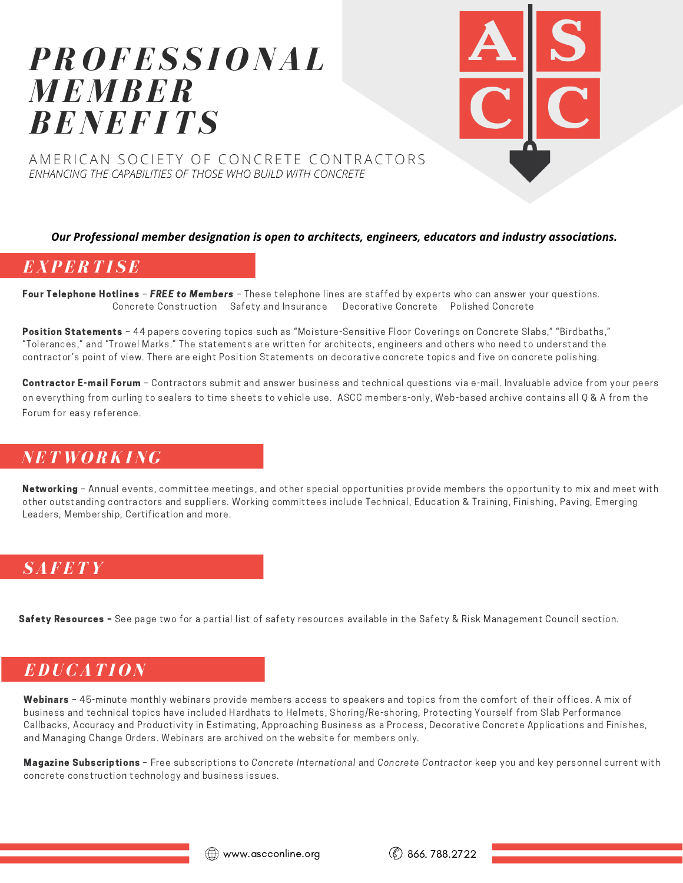# *PROFESSIONAL MEMBER BENEFITS*

AMERICAN SOCIETY OF CONCRETE CONTRACTORS

*ENHANCING THE CAPABILITIES OF THOSE WHO BUILD WITH CONCRETE*

***Our Professional member designation is open to architects, engineers, educators and industry associations.***

## *EXPERTISE*

**Four Telephone Hotlines** – ***FREE to Members*** – These telephone lines are staffed by experts who can answer your questions.

Concrete Construction  Safety and Insurance  Decorative Concrete  Polished Concrete

**Position Statements** – 44 papers covering topics such as "Moisture-Sensitive Floor Coverings on Concrete Slabs," "Birdbaths," "Tolerances," and "Trowel Marks." The statements are written for architects, engineers and others who need to understand the contractor's point of view. There are eight Position Statements on decorative concrete topics and five on concrete polishing.

**Contractor E-mail Forum** – Contractors submit and answer business and technical questions via e-mail. Invaluable advice from your peers on everything from curling to sealers to time sheets to vehicle use. ASCC members-only, Web-based archive contains all Q & A from the Forum for easy reference.

## *NETWORKING*

**Networking** – Annual events, committee meetings, and other special opportunities provide members the opportunity to mix and meet with other outstanding contractors and suppliers. Working committees include Technical, Education & Training, Finishing, Paving, Emerging Leaders, Membership, Certification and more.

## *SAFETY*

**Safety Resources –** See page two for a partial list of safety resources available in the Safety & Risk Management Council section.

## *EDUCATION*

**Webinars** – 45-minute monthly webinars provide members access to speakers and topics from the comfort of their offices. A mix of business and technical topics have included Hardhats to Helmets, Shoring/Re-shoring, Protecting Yourself from Slab Performance Callbacks, Accuracy and Productivity in Estimating, Approaching Business as a Process, Decorative Concrete Applications and Finishes, and Managing Change Orders. Webinars are archived on the website for members only.

**Magazine Subscriptions** – Free subscriptions to *Concrete International* and *Concrete Contractor* keep you and key personnel current with concrete construction technology and business issues.

www.ascconline.org  866. 788.2722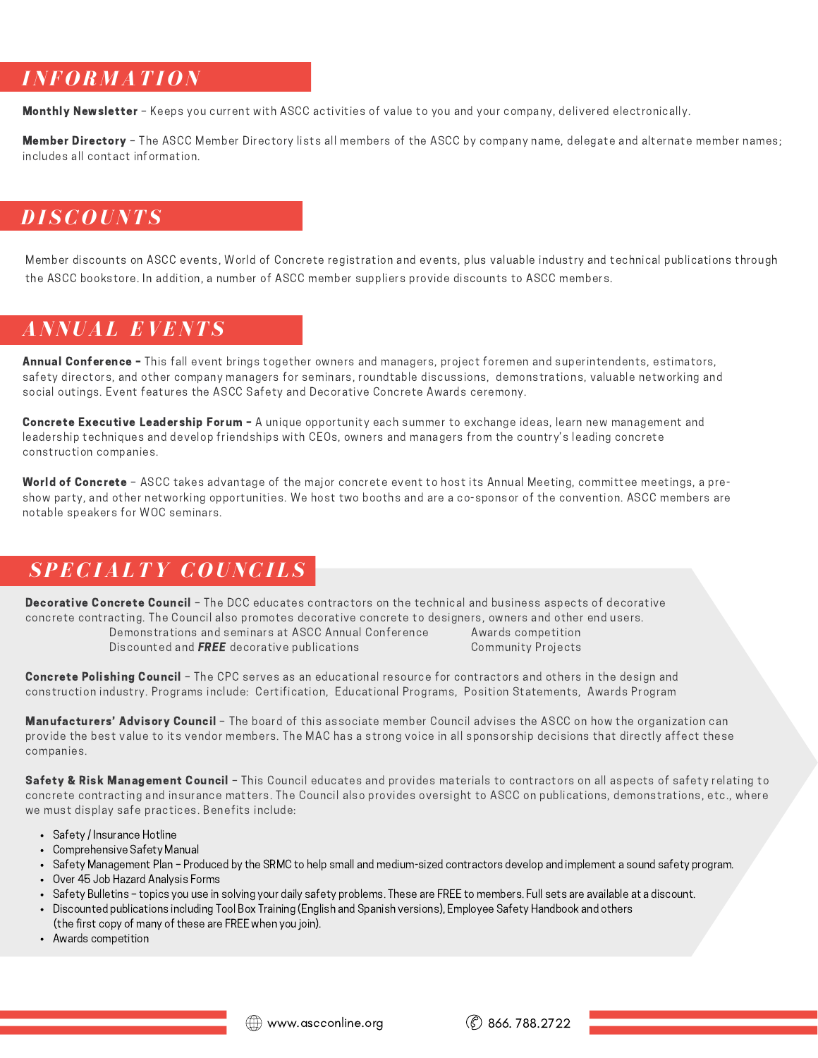## INFORMATION

**Monthly Newsletter** – Keeps you current with ASCC activities of value to you and your company, delivered electronically.

**Member Directory** – The ASCC Member Directory lists all members of the ASCC by company name, delegate and alternate member names; includes all contact information.

## DISCOUNTS

Member discounts on ASCC events, World of Concrete registration and events, plus valuable industry and technical publications through the ASCC bookstore. In addition, a number of ASCC member suppliers provide discounts to ASCC members.

## ANNUAL EVENTS

**Annual Conference –** This fall event brings together owners and managers, project foremen and superintendents, estimators, safety directors, and other company managers for seminars, roundtable discussions, demonstrations, valuable networking and social outings. Event features the ASCC Safety and Decorative Concrete Awards ceremony.

**Concrete Executive Leadership Forum –** A unique opportunity each summer to exchange ideas, learn new management and leadership techniques and develop friendships with CEOs, owners and managers from the country's leading concrete construction companies.

**World of Concrete** – ASCC takes advantage of the major concrete event to host its Annual Meeting, committee meetings, a pre-show party, and other networking opportunities. We host two booths and are a co-sponsor of the convention. ASCC members are notable speakers for WOC seminars.

## SPECIALTY COUNCILS

**Decorative Concrete Council** – The DCC educates contractors on the technical and business aspects of decorative concrete contracting. The Council also promotes decorative concrete to designers, owners and other end users.

- Demonstrations and seminars at ASCC Annual Conference
- Discounted and ***FREE*** decorative publications
- Awards competition
- Community Projects

**Concrete Polishing Council** – The CPC serves as an educational resource for contractors and others in the design and construction industry. Programs include: Certification, Educational Programs, Position Statements, Awards Program

**Manufacturers' Advisory Council** – The board of this associate member Council advises the ASCC on how the organization can provide the best value to its vendor members. The MAC has a strong voice in all sponsorship decisions that directly affect these companies.

**Safety & Risk Management Council** – This Council educates and provides materials to contractors on all aspects of safety relating to concrete contracting and insurance matters. The Council also provides oversight to ASCC on publications, demonstrations, etc., where we must display safe practices. Benefits include:

- Safety / Insurance Hotline
- Comprehensive Safety Manual
- Safety Management Plan – Produced by the SRMC to help small and medium-sized contractors develop and implement a sound safety program.
- Over 45 Job Hazard Analysis Forms
- Safety Bulletins – topics you use in solving your daily safety problems. These are FREE to members. Full sets are available at a discount.
- Discounted publications including Tool Box Training (English and Spanish versions), Employee Safety Handbook and others (the first copy of many of these are FREE when you join).
- Awards competition

www.ascconline.org    866. 788.2722